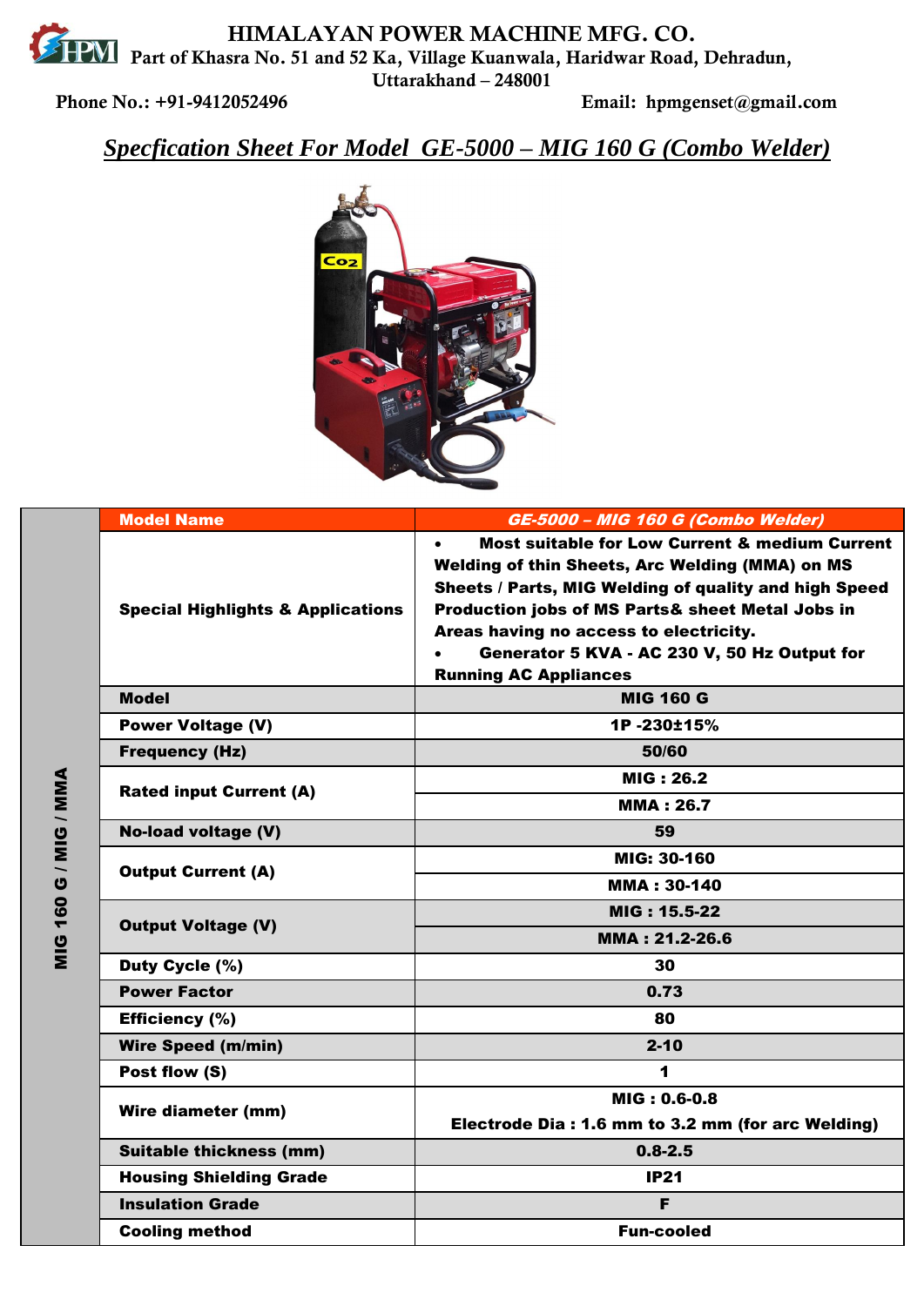# HIMALAYAN POWER MACHINE MFG. CO.

Part of Khasra No. 51 and 52 Ka, Village Kuanwala, Haridwar Road, Dehradun, Uttarakhand – 248001

Phone No.: +91-9412052496 Email: hpmgenset@gmail.com

## *Specfication Sheet For Model GE-5000 – MIG 160 G (Combo Welder)*

| MIG 160 G / MIG / MMA | Model Name | GE-5000 – MIG 160 G (Combo Welder) |
|---|---|---|
| | Special Highlights & Applications | • Most suitable for Low Current & medium Current Welding of thin Sheets, Arc Welding (MMA) on MS Sheets / Parts, MIG Welding of quality and high Speed Production jobs of MS Parts& sheet Metal Jobs in Areas having no access to electricity.<br>• Generator 5 KVA - AC 230 V, 50 Hz Output for Running AC Appliances |
| | Model | MIG 160 G |
| | Power Voltage (V) | 1P -230±15% |
| | Frequency (Hz) | 50/60 |
| | Rated input Current (A) | MIG : 26.2 |
| | | MMA : 26.7 |
| | No-load voltage (V) | 59 |
| | Output Current (A) | MIG: 30-160 |
| | | MMA : 30-140 |
| | Output Voltage (V) | MIG : 15.5-22 |
| | | MMA : 21.2-26.6 |
| | Duty Cycle (%) | 30 |
| | Power Factor | 0.73 |
| | Efficiency (%) | 80 |
| | Wire Speed (m/min) | 2-10 |
| | Post flow (S) | 1 |
| | Wire diameter (mm) | MIG : 0.6-0.8<br>Electrode Dia : 1.6 mm to 3.2 mm (for arc Welding) |
| | Suitable thickness (mm) | 0.8-2.5 |
| | Housing Shielding Grade | IP21 |
| | Insulation Grade | F |
| | Cooling method | Fun-cooled |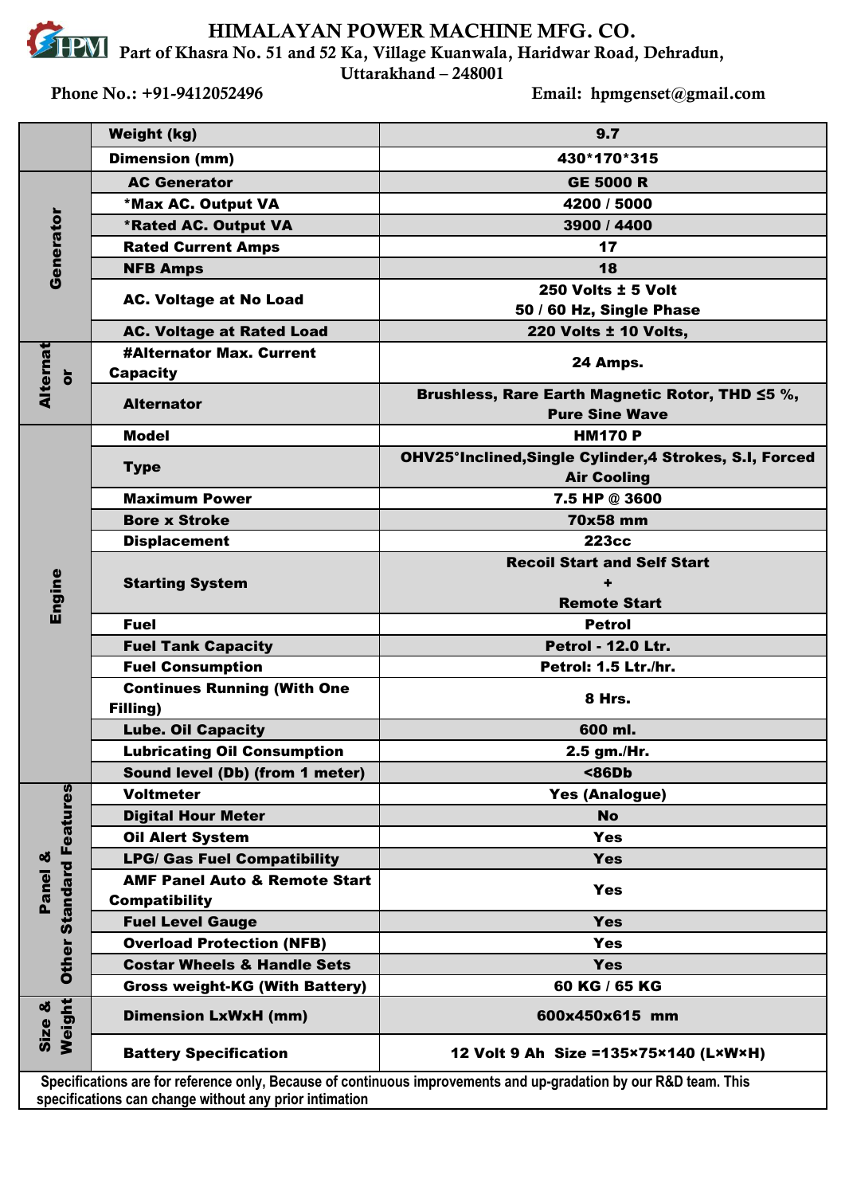# HIMALAYAN POWER MACHINE MFG. CO.

Part of Khasra No. 51 and 52 Ka, Village Kuanwala, Haridwar Road, Dehradun, Uttarakhand – 248001

Phone No.: +91-9412052496 Email: hpmgenset@gmail.com

| | | |
|---|---|---|
| | **Weight (kg)** | **9.7** |
| | **Dimension (mm)** | **430*170*315** |
| **Generator** | **AC Generator** | **GE 5000 R** |
| | ***Max AC. Output VA** | **4200 / 5000** |
| | ***Rated AC. Output VA** | **3900 / 4400** |
| | **Rated Current Amps** | **17** |
| | **NFB Amps** | **18** |
| | **AC. Voltage at No Load** | **250 Volts ± 5 Volt 50 / 60 Hz, Single Phase** |
| | **AC. Voltage at Rated Load** | **220 Volts ± 10 Volts,** |
| **Alternator** | **#Alternator Max. Current Capacity** | **24 Amps.** |
| | **Alternator** | **Brushless, Rare Earth Magnetic Rotor, THD ≤5 %, Pure Sine Wave** |
| **Engine** | **Model** | **HM170 P** |
| | **Type** | **OHV25°Inclined,Single Cylinder,4 Strokes, S.I, Forced Air Cooling** |
| | **Maximum Power** | **7.5 HP @ 3600** |
| | **Bore x Stroke** | **70x58 mm** |
| | **Displacement** | **223cc** |
| | **Starting System** | **Recoil Start and Self Start + Remote Start** |
| | **Fuel** | **Petrol** |
| | **Fuel Tank Capacity** | **Petrol - 12.0 Ltr.** |
| | **Fuel Consumption** | **Petrol: 1.5 Ltr./hr.** |
| | **Continues Running (With One Filling)** | **8 Hrs.** |
| | **Lube. Oil Capacity** | **600 ml.** |
| | **Lubricating Oil Consumption** | **2.5 gm./Hr.** |
| | **Sound level (Db) (from 1 meter)** | **<86Db** |
| **Panel & Other Standard Features** | **Voltmeter** | **Yes (Analogue)** |
| | **Digital Hour Meter** | **No** |
| | **Oil Alert System** | **Yes** |
| | **LPG/ Gas Fuel Compatibility** | **Yes** |
| | **AMF Panel Auto & Remote Start Compatibility** | **Yes** |
| | **Fuel Level Gauge** | **Yes** |
| | **Overload Protection (NFB)** | **Yes** |
| | **Costar Wheels & Handle Sets** | **Yes** |
| | **Gross weight-KG (With Battery)** | **60 KG / 65 KG** |
| **Size & Weight** | **Dimension LxWxH (mm)** | **600x450x615 mm** |
| | **Battery Specification** | **12 Volt 9 Ah Size =135×75×140 (L×W×H)** |

Specifications are for reference only, Because of continuous improvements and up-gradation by our R&D team. This specifications can change without any prior intimation